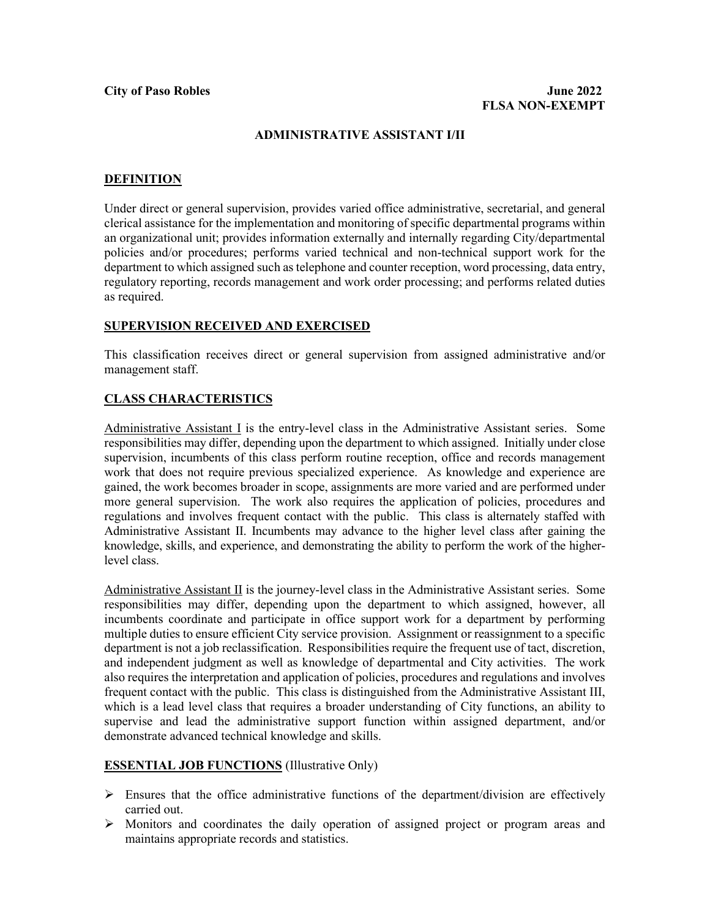**City of Paso Robles** **June 2022**

**FLSA NON-EXEMPT**

# ADMINISTRATIVE ASSISTANT I/II

## DEFINITION

Under direct or general supervision, provides varied office administrative, secretarial, and general clerical assistance for the implementation and monitoring of specific departmental programs within an organizational unit; provides information externally and internally regarding City/departmental policies and/or procedures; performs varied technical and non-technical support work for the department to which assigned such as telephone and counter reception, word processing, data entry, regulatory reporting, records management and work order processing; and performs related duties as required.

## SUPERVISION RECEIVED AND EXERCISED

This classification receives direct or general supervision from assigned administrative and/or management staff.

## CLASS CHARACTERISTICS

Administrative Assistant I is the entry-level class in the Administrative Assistant series. Some responsibilities may differ, depending upon the department to which assigned. Initially under close supervision, incumbents of this class perform routine reception, office and records management work that does not require previous specialized experience. As knowledge and experience are gained, the work becomes broader in scope, assignments are more varied and are performed under more general supervision. The work also requires the application of policies, procedures and regulations and involves frequent contact with the public. This class is alternately staffed with Administrative Assistant II. Incumbents may advance to the higher level class after gaining the knowledge, skills, and experience, and demonstrating the ability to perform the work of the higher-level class.

Administrative Assistant II is the journey-level class in the Administrative Assistant series. Some responsibilities may differ, depending upon the department to which assigned, however, all incumbents coordinate and participate in office support work for a department by performing multiple duties to ensure efficient City service provision. Assignment or reassignment to a specific department is not a job reclassification. Responsibilities require the frequent use of tact, discretion, and independent judgment as well as knowledge of departmental and City activities. The work also requires the interpretation and application of policies, procedures and regulations and involves frequent contact with the public. This class is distinguished from the Administrative Assistant III, which is a lead level class that requires a broader understanding of City functions, an ability to supervise and lead the administrative support function within assigned department, and/or demonstrate advanced technical knowledge and skills.

## ESSENTIAL JOB FUNCTIONS (Illustrative Only)

- Ensures that the office administrative functions of the department/division are effectively carried out.
- Monitors and coordinates the daily operation of assigned project or program areas and maintains appropriate records and statistics.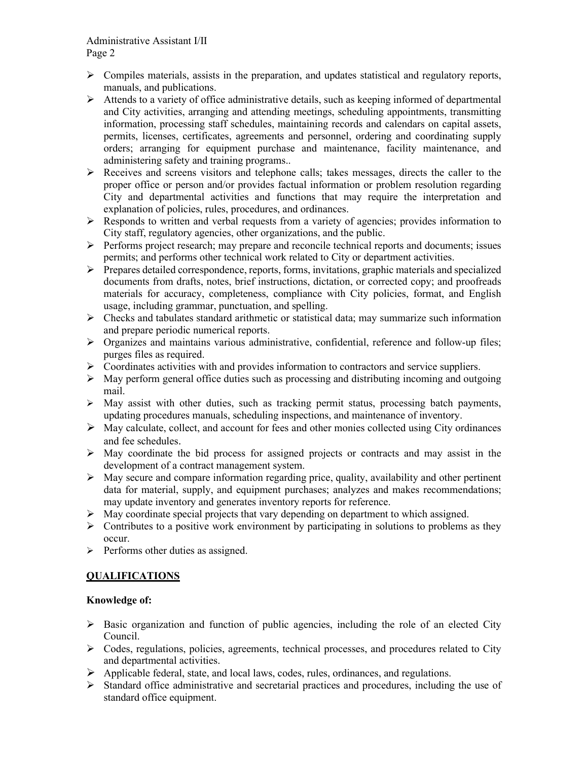- Compiles materials, assists in the preparation, and updates statistical and regulatory reports, manuals, and publications.
- Attends to a variety of office administrative details, such as keeping informed of departmental and City activities, arranging and attending meetings, scheduling appointments, transmitting information, processing staff schedules, maintaining records and calendars on capital assets, permits, licenses, certificates, agreements and personnel, ordering and coordinating supply orders; arranging for equipment purchase and maintenance, facility maintenance, and administering safety and training programs..
- Receives and screens visitors and telephone calls; takes messages, directs the caller to the proper office or person and/or provides factual information or problem resolution regarding City and departmental activities and functions that may require the interpretation and explanation of policies, rules, procedures, and ordinances.
- Responds to written and verbal requests from a variety of agencies; provides information to City staff, regulatory agencies, other organizations, and the public.
- Performs project research; may prepare and reconcile technical reports and documents; issues permits; and performs other technical work related to City or department activities.
- Prepares detailed correspondence, reports, forms, invitations, graphic materials and specialized documents from drafts, notes, brief instructions, dictation, or corrected copy; and proofreads materials for accuracy, completeness, compliance with City policies, format, and English usage, including grammar, punctuation, and spelling.
- Checks and tabulates standard arithmetic or statistical data; may summarize such information and prepare periodic numerical reports.
- Organizes and maintains various administrative, confidential, reference and follow-up files; purges files as required.
- Coordinates activities with and provides information to contractors and service suppliers.
- May perform general office duties such as processing and distributing incoming and outgoing mail.
- May assist with other duties, such as tracking permit status, processing batch payments, updating procedures manuals, scheduling inspections, and maintenance of inventory.
- May calculate, collect, and account for fees and other monies collected using City ordinances and fee schedules.
- May coordinate the bid process for assigned projects or contracts and may assist in the development of a contract management system.
- May secure and compare information regarding price, quality, availability and other pertinent data for material, supply, and equipment purchases; analyzes and makes recommendations; may update inventory and generates inventory reports for reference.
- May coordinate special projects that vary depending on department to which assigned.
- Contributes to a positive work environment by participating in solutions to problems as they occur.
- Performs other duties as assigned.

## QUALIFICATIONS

**Knowledge of:**

- Basic organization and function of public agencies, including the role of an elected City Council.
- Codes, regulations, policies, agreements, technical processes, and procedures related to City and departmental activities.
- Applicable federal, state, and local laws, codes, rules, ordinances, and regulations.
- Standard office administrative and secretarial practices and procedures, including the use of standard office equipment.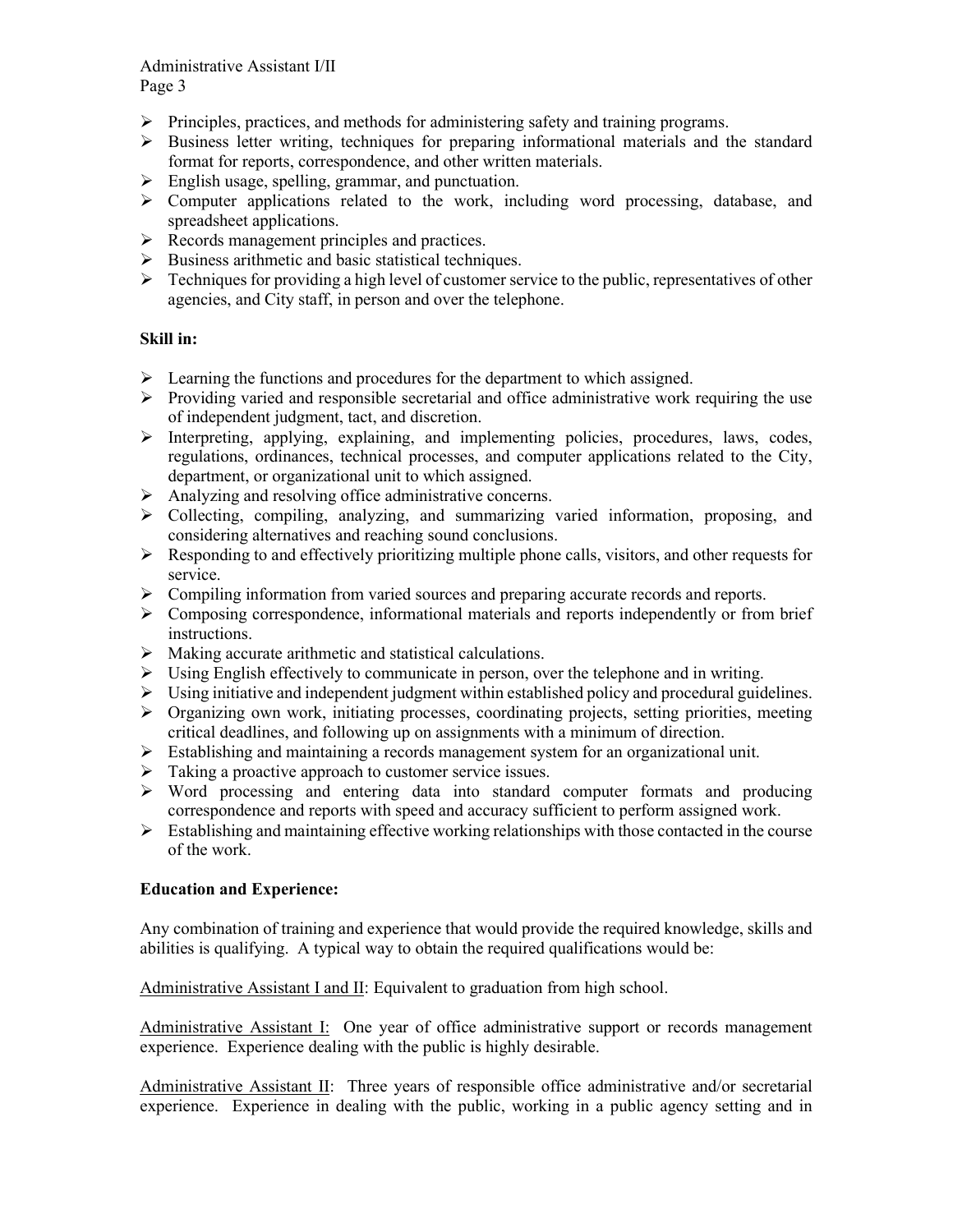- Principles, practices, and methods for administering safety and training programs.
- Business letter writing, techniques for preparing informational materials and the standard format for reports, correspondence, and other written materials.
- English usage, spelling, grammar, and punctuation.
- Computer applications related to the work, including word processing, database, and spreadsheet applications.
- Records management principles and practices.
- Business arithmetic and basic statistical techniques.
- Techniques for providing a high level of customer service to the public, representatives of other agencies, and City staff, in person and over the telephone.

**Skill in:**

- Learning the functions and procedures for the department to which assigned.
- Providing varied and responsible secretarial and office administrative work requiring the use of independent judgment, tact, and discretion.
- Interpreting, applying, explaining, and implementing policies, procedures, laws, codes, regulations, ordinances, technical processes, and computer applications related to the City, department, or organizational unit to which assigned.
- Analyzing and resolving office administrative concerns.
- Collecting, compiling, analyzing, and summarizing varied information, proposing, and considering alternatives and reaching sound conclusions.
- Responding to and effectively prioritizing multiple phone calls, visitors, and other requests for service.
- Compiling information from varied sources and preparing accurate records and reports.
- Composing correspondence, informational materials and reports independently or from brief instructions.
- Making accurate arithmetic and statistical calculations.
- Using English effectively to communicate in person, over the telephone and in writing.
- Using initiative and independent judgment within established policy and procedural guidelines.
- Organizing own work, initiating processes, coordinating projects, setting priorities, meeting critical deadlines, and following up on assignments with a minimum of direction.
- Establishing and maintaining a records management system for an organizational unit.
- Taking a proactive approach to customer service issues.
- Word processing and entering data into standard computer formats and producing correspondence and reports with speed and accuracy sufficient to perform assigned work.
- Establishing and maintaining effective working relationships with those contacted in the course of the work.

**Education and Experience:**

Any combination of training and experience that would provide the required knowledge, skills and abilities is qualifying. A typical way to obtain the required qualifications would be:

Administrative Assistant I and II: Equivalent to graduation from high school.

Administrative Assistant I: One year of office administrative support or records management experience. Experience dealing with the public is highly desirable.

Administrative Assistant II: Three years of responsible office administrative and/or secretarial experience. Experience in dealing with the public, working in a public agency setting and in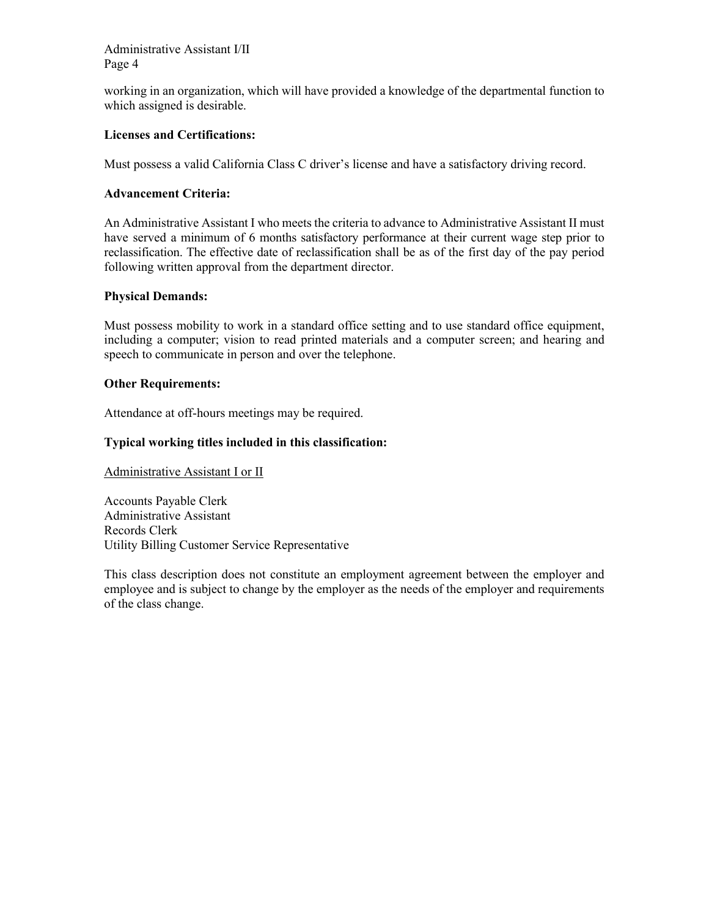working in an organization, which will have provided a knowledge of the departmental function to which assigned is desirable.

**Licenses and Certifications:**

Must possess a valid California Class C driver's license and have a satisfactory driving record.

**Advancement Criteria:**

An Administrative Assistant I who meets the criteria to advance to Administrative Assistant II must have served a minimum of 6 months satisfactory performance at their current wage step prior to reclassification. The effective date of reclassification shall be as of the first day of the pay period following written approval from the department director.

**Physical Demands:**

Must possess mobility to work in a standard office setting and to use standard office equipment, including a computer; vision to read printed materials and a computer screen; and hearing and speech to communicate in person and over the telephone.

**Other Requirements:**

Attendance at off-hours meetings may be required.

**Typical working titles included in this classification:**

Administrative Assistant I or II

Accounts Payable Clerk
Administrative Assistant
Records Clerk
Utility Billing Customer Service Representative

This class description does not constitute an employment agreement between the employer and employee and is subject to change by the employer as the needs of the employer and requirements of the class change.